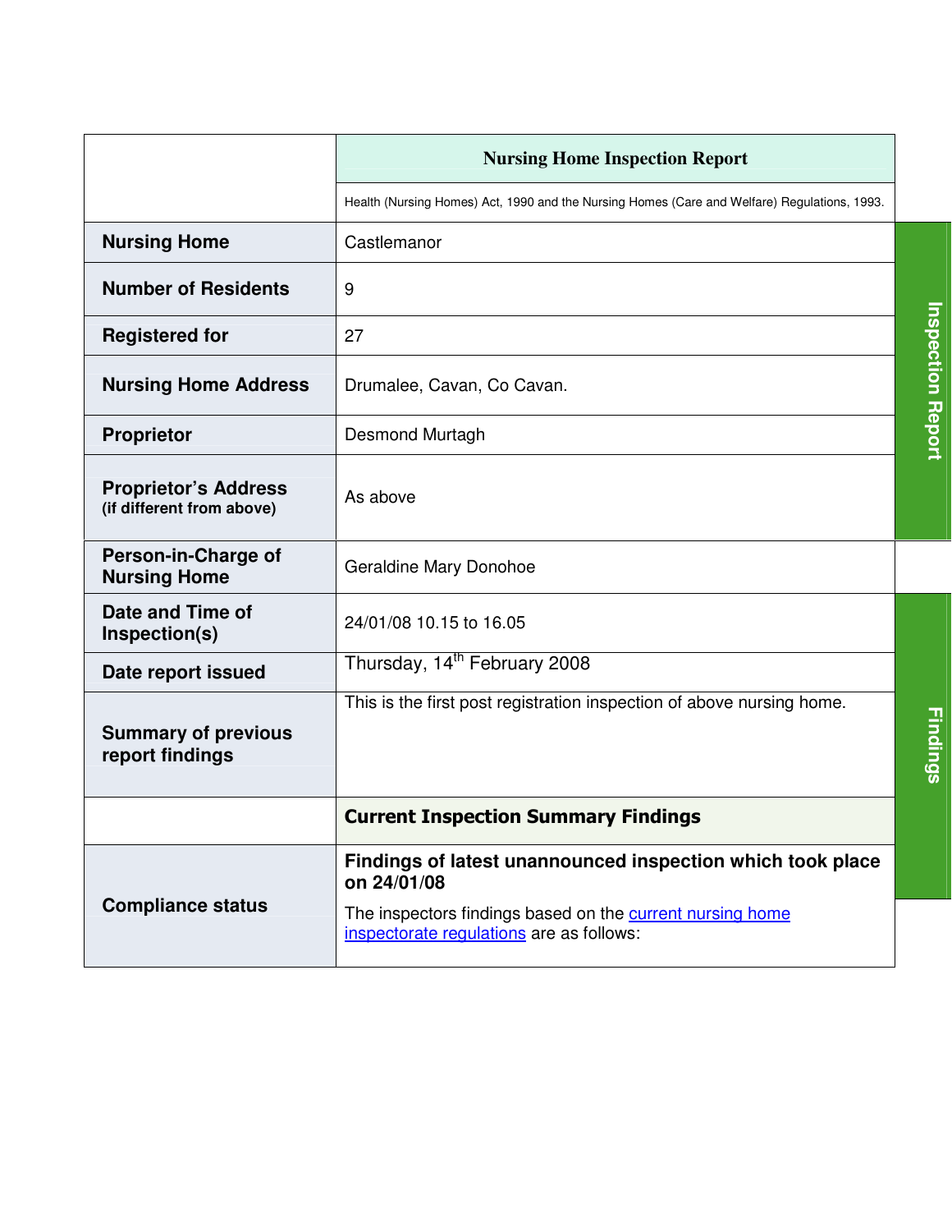| | Nursing Home Inspection Report |
|---|---|
| | Health (Nursing Homes) Act, 1990 and the Nursing Homes (Care and Welfare) Regulations, 1993. |
| **Nursing Home** | Castlemanor |
| **Number of Residents** | 9 |
| **Registered for** | 27 |
| **Nursing Home Address** | Drumalee, Cavan, Co Cavan. |
| **Proprietor** | Desmond Murtagh |
| **Proprietor's Address** (if different from above) | As above |
| **Person-in-Charge of Nursing Home** | Geraldine Mary Donohoe |
| **Date and Time of Inspection(s)** | 24/01/08 10.15 to 16.05 |
| **Date report issued** | Thursday, 14th February 2008 |
| **Summary of previous report findings** | This is the first post registration inspection of above nursing home. |
| | **Current Inspection Summary Findings** |
| **Compliance status** | **Findings of latest unannounced inspection which took place on 24/01/08** The inspectors findings based on the current nursing home inspectorate regulations are as follows: |

Inspection Report

Findings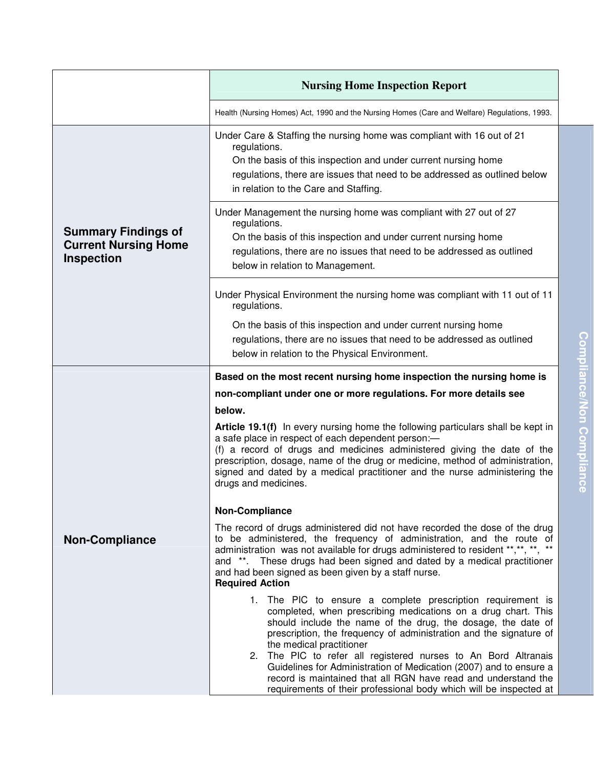| | Nursing Home Inspection Report |
|---|---|
| | Health (Nursing Homes) Act, 1990 and the Nursing Homes (Care and Welfare) Regulations, 1993. |
| **Summary Findings of Current Nursing Home Inspection** | Under Care & Staffing the nursing home was compliant with 16 out of 21 regulations. On the basis of this inspection and under current nursing home regulations, there are issues that need to be addressed as outlined below in relation to the Care and Staffing. |
| | Under Management the nursing home was compliant with 27 out of 27 regulations. On the basis of this inspection and under current nursing home regulations, there are no issues that need to be addressed as outlined below in relation to Management. |
| | Under Physical Environment the nursing home was compliant with 11 out of 11 regulations. On the basis of this inspection and under current nursing home regulations, there are no issues that need to be addressed as outlined below in relation to the Physical Environment. |
| **Non-Compliance** | **Based on the most recent nursing home inspection the nursing home is non-compliant under one or more regulations. For more details see below.**<br><br>**Article 19.1(f)** In every nursing home the following particulars shall be kept in a safe place in respect of each dependent person:—<br>(f) a record of drugs and medicines administered giving the date of the prescription, dosage, name of the drug or medicine, method of administration, signed and dated by a medical practitioner and the nurse administering the drugs and medicines.<br><br>**Non-Compliance**<br><br>The record of drugs administered did not have recorded the dose of the drug to be administered, the frequency of administration, and the route of administration was not available for drugs administered to resident **,**, **, ** and **. These drugs had been signed and dated by a medical practitioner and had been signed as been given by a staff nurse.<br>**Required Action**<br><br>1. The PIC to ensure a complete prescription requirement is completed, when prescribing medications on a drug chart. This should include the name of the drug, the dosage, the date of prescription, the frequency of administration and the signature of the medical practitioner<br>2. The PIC to refer all registered nurses to An Bord Altranais Guidelines for Administration of Medication (2007) and to ensure a record is maintained that all RGN have read and understand the requirements of their professional body which will be inspected at |

Compliance/Non Compliance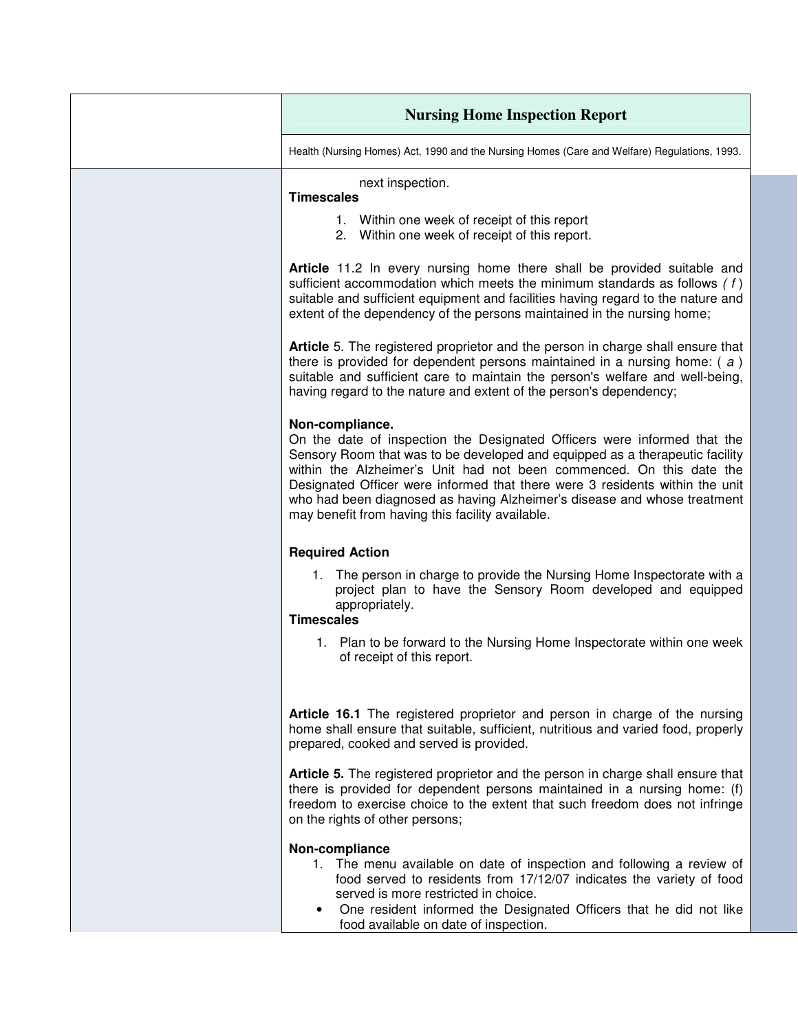next inspection.

**Timescales**

1. Within one week of receipt of this report
2. Within one week of receipt of this report.

**Article** 11.2 In every nursing home there shall be provided suitable and sufficient accommodation which meets the minimum standards as follows *( f )* suitable and sufficient equipment and facilities having regard to the nature and extent of the dependency of the persons maintained in the nursing home;

**Article** 5. The registered proprietor and the person in charge shall ensure that there is provided for dependent persons maintained in a nursing home: ( *a* ) suitable and sufficient care to maintain the person's welfare and well-being, having regard to the nature and extent of the person's dependency;

**Non-compliance.**

On the date of inspection the Designated Officers were informed that the Sensory Room that was to be developed and equipped as a therapeutic facility within the Alzheimer's Unit had not been commenced. On this date the Designated Officer were informed that there were 3 residents within the unit who had been diagnosed as having Alzheimer's disease and whose treatment may benefit from having this facility available.

**Required Action**

1. The person in charge to provide the Nursing Home Inspectorate with a project plan to have the Sensory Room developed and equipped appropriately.

**Timescales**

1. Plan to be forward to the Nursing Home Inspectorate within one week of receipt of this report.

**Article 16.1** The registered proprietor and person in charge of the nursing home shall ensure that suitable, sufficient, nutritious and varied food, properly prepared, cooked and served is provided.

**Article 5.** The registered proprietor and the person in charge shall ensure that there is provided for dependent persons maintained in a nursing home: (f) freedom to exercise choice to the extent that such freedom does not infringe on the rights of other persons;

**Non-compliance**

1. The menu available on date of inspection and following a review of food served to residents from 17/12/07 indicates the variety of food served is more restricted in choice.
   - One resident informed the Designated Officers that he did not like food available on date of inspection.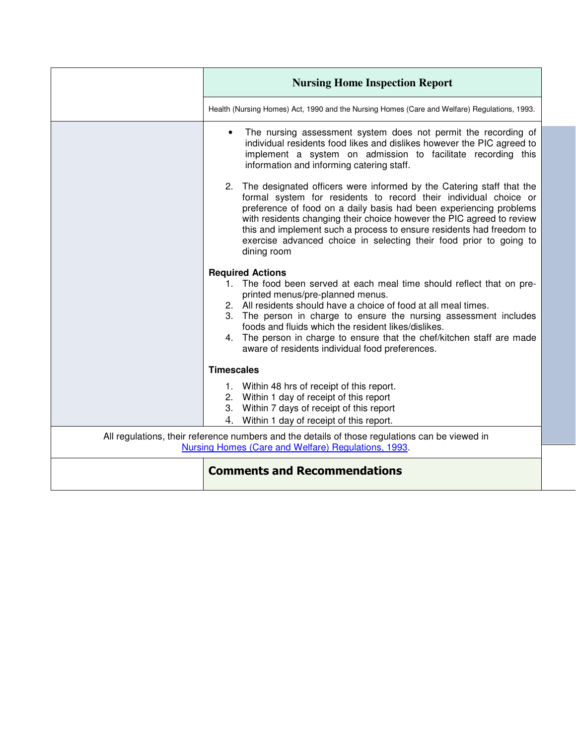- The nursing assessment system does not permit the recording of individual residents food likes and dislikes however the PIC agreed to implement a system on admission to facilitate recording this information and informing catering staff.

2. The designated officers were informed by the Catering staff that the formal system for residents to record their individual choice or preference of food on a daily basis had been experiencing problems with residents changing their choice however the PIC agreed to review this and implement such a process to ensure residents had freedom to exercise advanced choice in selecting their food prior to going to dining room

**Required Actions**

1. The food been served at each meal time should reflect that on pre-printed menus/pre-planned menus.
2. All residents should have a choice of food at all meal times.
3. The person in charge to ensure the nursing assessment includes foods and fluids which the resident likes/dislikes.
4. The person in charge to ensure that the chef/kitchen staff are made aware of residents individual food preferences.

**Timescales**

1. Within 48 hrs of receipt of this report.
2. Within 1 day of receipt of this report
3. Within 7 days of receipt of this report
4. Within 1 day of receipt of this report.

All regulations, their reference numbers and the details of those regulations can be viewed in Nursing Homes (Care and Welfare) Regulations, 1993.

## Comments and Recommendations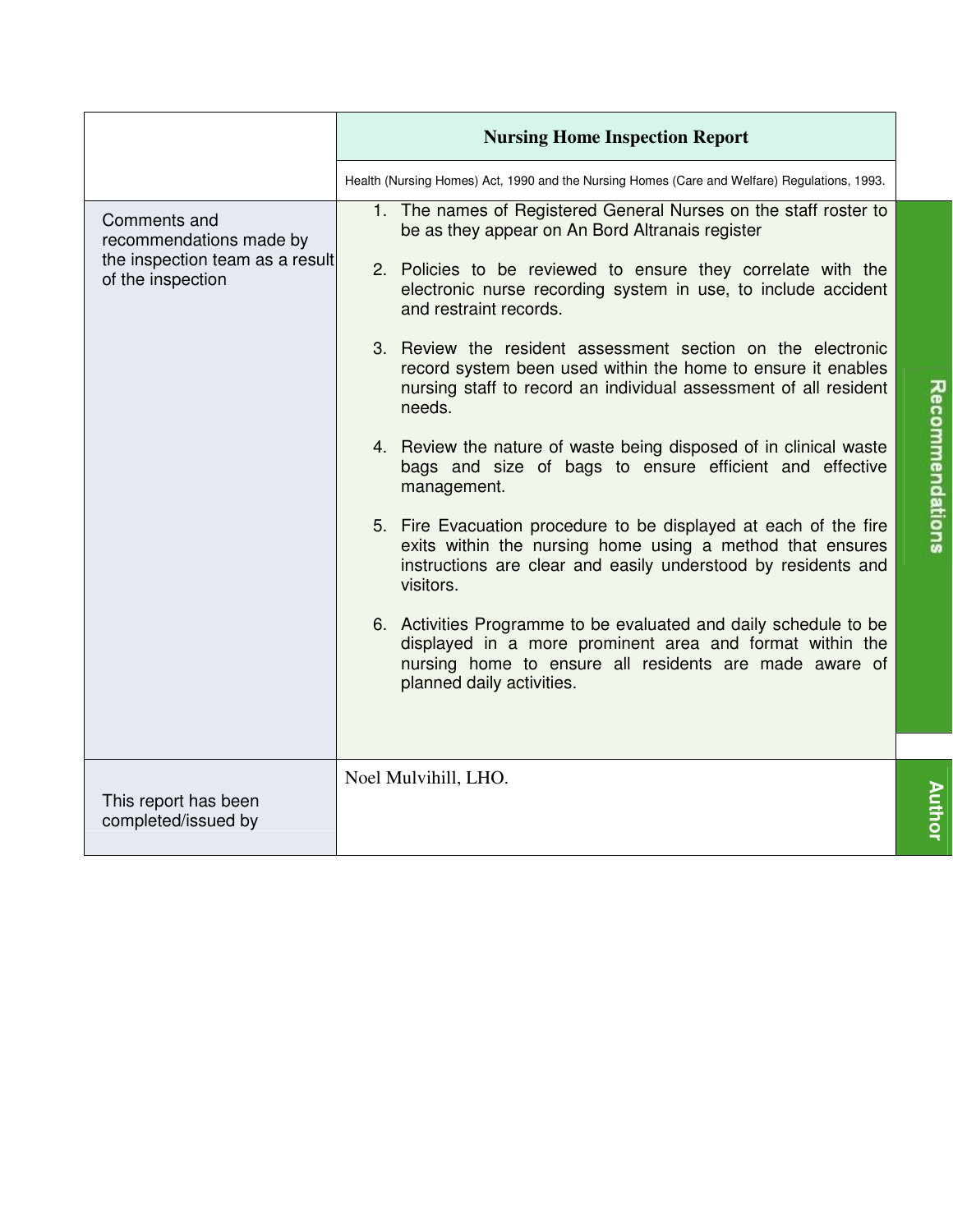| | Nursing Home Inspection Report | |
|---|---|---|
| | Health (Nursing Homes) Act, 1990 and the Nursing Homes (Care and Welfare) Regulations, 1993. | |
| Comments and recommendations made by the inspection team as a result of the inspection | 1. The names of Registered General Nurses on the staff roster to be as they appear on An Bord Altranais register<br><br>2. Policies to be reviewed to ensure they correlate with the electronic nurse recording system in use, to include accident and restraint records.<br><br>3. Review the resident assessment section on the electronic record system been used within the home to ensure it enables nursing staff to record an individual assessment of all resident needs.<br><br>4. Review the nature of waste being disposed of in clinical waste bags and size of bags to ensure efficient and effective management.<br><br>5. Fire Evacuation procedure to be displayed at each of the fire exits within the nursing home using a method that ensures instructions are clear and easily understood by residents and visitors.<br><br>6. Activities Programme to be evaluated and daily schedule to be displayed in a more prominent area and format within the nursing home to ensure all residents are made aware of planned daily activities. | Recommendations |
| This report has been completed/issued by | Noel Mulvihill, LHO. | Author |